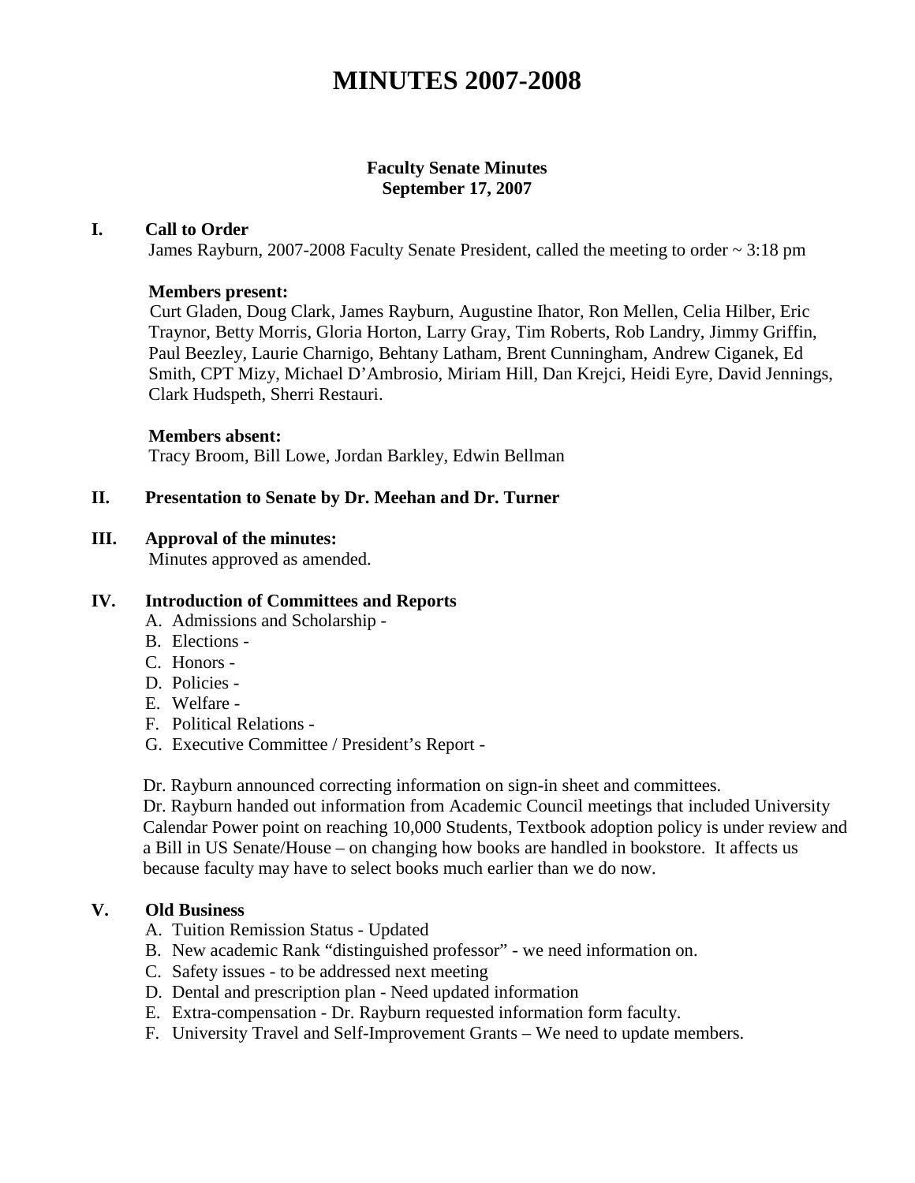# MINUTES 2007-2008

**Faculty Senate Minutes**
**September 17, 2007**

## I. Call to Order

James Rayburn, 2007-2008 Faculty Senate President, called the meeting to order ~ 3:18 pm

**Members present:**
Curt Gladen, Doug Clark, James Rayburn, Augustine Ihator, Ron Mellen, Celia Hilber, Eric Traynor, Betty Morris, Gloria Horton, Larry Gray, Tim Roberts, Rob Landry, Jimmy Griffin, Paul Beezley, Laurie Charnigo, Behtany Latham, Brent Cunningham, Andrew Ciganek, Ed Smith, CPT Mizy, Michael D'Ambrosio, Miriam Hill, Dan Krejci, Heidi Eyre, David Jennings, Clark Hudspeth, Sherri Restauri.

**Members absent:**
Tracy Broom, Bill Lowe, Jordan Barkley, Edwin Bellman

## II. Presentation to Senate by Dr. Meehan and Dr. Turner

## III. Approval of the minutes:

Minutes approved as amended.

## IV. Introduction of Committees and Reports

A. Admissions and Scholarship -
B. Elections -
C. Honors -
D. Policies -
E. Welfare -
F. Political Relations -
G. Executive Committee / President's Report -

Dr. Rayburn announced correcting information on sign-in sheet and committees.
Dr. Rayburn handed out information from Academic Council meetings that included University Calendar Power point on reaching 10,000 Students, Textbook adoption policy is under review and a Bill in US Senate/House – on changing how books are handled in bookstore. It affects us because faculty may have to select books much earlier than we do now.

## V. Old Business

A. Tuition Remission Status - Updated
B. New academic Rank "distinguished professor" - we need information on.
C. Safety issues - to be addressed next meeting
D. Dental and prescription plan - Need updated information
E. Extra-compensation - Dr. Rayburn requested information form faculty.
F. University Travel and Self-Improvement Grants – We need to update members.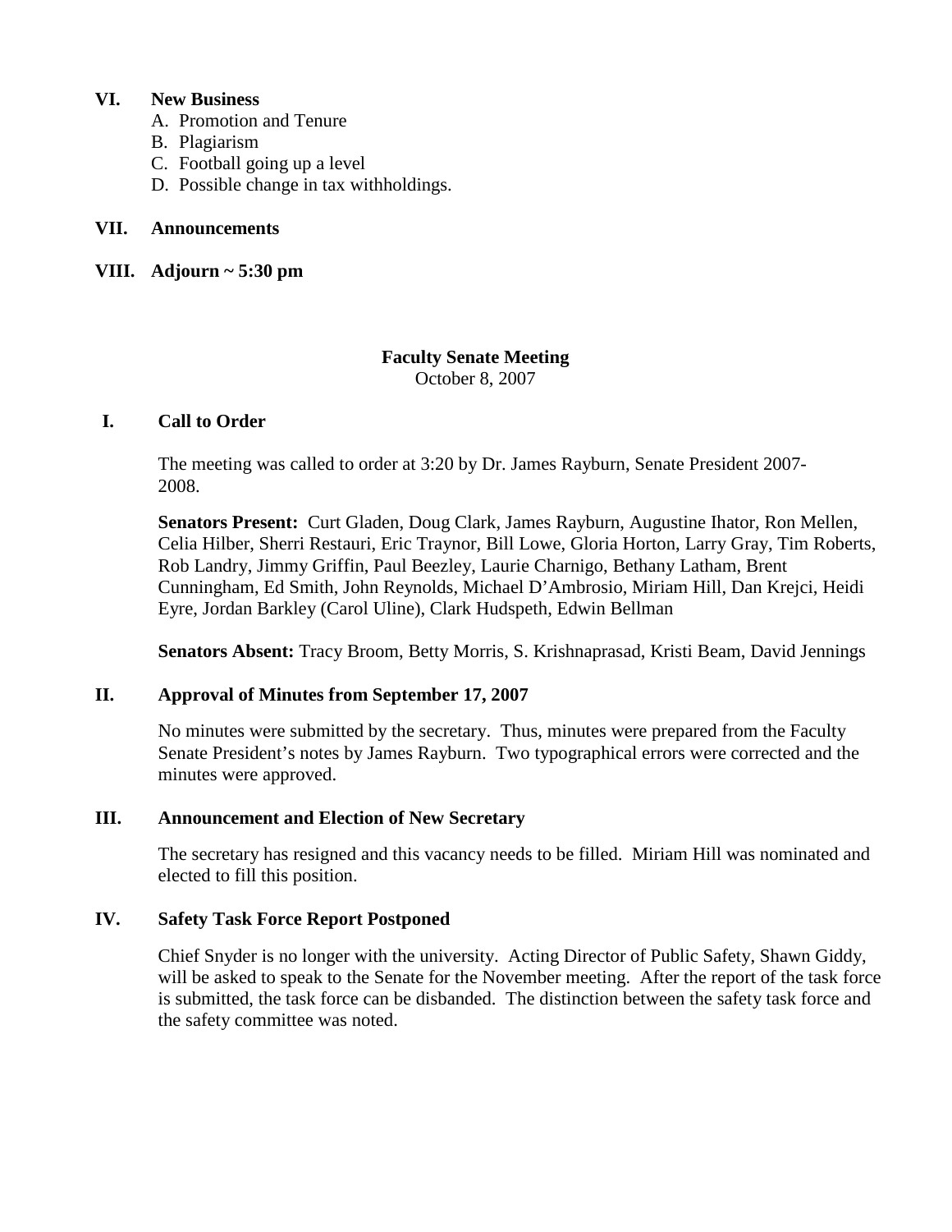## VI. New Business

A. Promotion and Tenure
B. Plagiarism
C. Football going up a level
D. Possible change in tax withholdings.

## VII. Announcements

## VIII. Adjourn ~ 5:30 pm

# Faculty Senate Meeting

October 8, 2007

## I. Call to Order

The meeting was called to order at 3:20 by Dr. James Rayburn, Senate President 2007-2008.

**Senators Present:** Curt Gladen, Doug Clark, James Rayburn, Augustine Ihator, Ron Mellen, Celia Hilber, Sherri Restauri, Eric Traynor, Bill Lowe, Gloria Horton, Larry Gray, Tim Roberts, Rob Landry, Jimmy Griffin, Paul Beezley, Laurie Charnigo, Bethany Latham, Brent Cunningham, Ed Smith, John Reynolds, Michael D'Ambrosio, Miriam Hill, Dan Krejci, Heidi Eyre, Jordan Barkley (Carol Uline), Clark Hudspeth, Edwin Bellman

**Senators Absent:** Tracy Broom, Betty Morris, S. Krishnaprasad, Kristi Beam, David Jennings

## II. Approval of Minutes from September 17, 2007

No minutes were submitted by the secretary. Thus, minutes were prepared from the Faculty Senate President's notes by James Rayburn. Two typographical errors were corrected and the minutes were approved.

## III. Announcement and Election of New Secretary

The secretary has resigned and this vacancy needs to be filled. Miriam Hill was nominated and elected to fill this position.

## IV. Safety Task Force Report Postponed

Chief Snyder is no longer with the university. Acting Director of Public Safety, Shawn Giddy, will be asked to speak to the Senate for the November meeting. After the report of the task force is submitted, the task force can be disbanded. The distinction between the safety task force and the safety committee was noted.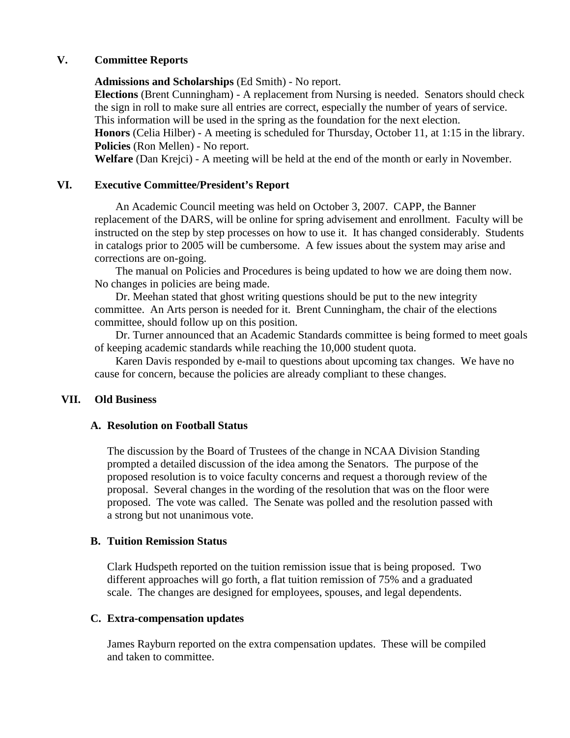## V. Committee Reports

**Admissions and Scholarships** (Ed Smith) - No report.
**Elections** (Brent Cunningham) - A replacement from Nursing is needed. Senators should check the sign in roll to make sure all entries are correct, especially the number of years of service. This information will be used in the spring as the foundation for the next election.
**Honors** (Celia Hilber) - A meeting is scheduled for Thursday, October 11, at 1:15 in the library.
**Policies** (Ron Mellen) - No report.
**Welfare** (Dan Krejci) - A meeting will be held at the end of the month or early in November.

## VI. Executive Committee/President's Report

An Academic Council meeting was held on October 3, 2007. CAPP, the Banner replacement of the DARS, will be online for spring advisement and enrollment. Faculty will be instructed on the step by step processes on how to use it. It has changed considerably. Students in catalogs prior to 2005 will be cumbersome. A few issues about the system may arise and corrections are on-going.

The manual on Policies and Procedures is being updated to how we are doing them now. No changes in policies are being made.

Dr. Meehan stated that ghost writing questions should be put to the new integrity committee. An Arts person is needed for it. Brent Cunningham, the chair of the elections committee, should follow up on this position.

Dr. Turner announced that an Academic Standards committee is being formed to meet goals of keeping academic standards while reaching the 10,000 student quota.

Karen Davis responded by e-mail to questions about upcoming tax changes. We have no cause for concern, because the policies are already compliant to these changes.

## VII. Old Business

### A. Resolution on Football Status

The discussion by the Board of Trustees of the change in NCAA Division Standing prompted a detailed discussion of the idea among the Senators. The purpose of the proposed resolution is to voice faculty concerns and request a thorough review of the proposal. Several changes in the wording of the resolution that was on the floor were proposed. The vote was called. The Senate was polled and the resolution passed with a strong but not unanimous vote.

### B. Tuition Remission Status

Clark Hudspeth reported on the tuition remission issue that is being proposed. Two different approaches will go forth, a flat tuition remission of 75% and a graduated scale. The changes are designed for employees, spouses, and legal dependents.

### C. Extra-compensation updates

James Rayburn reported on the extra compensation updates. These will be compiled and taken to committee.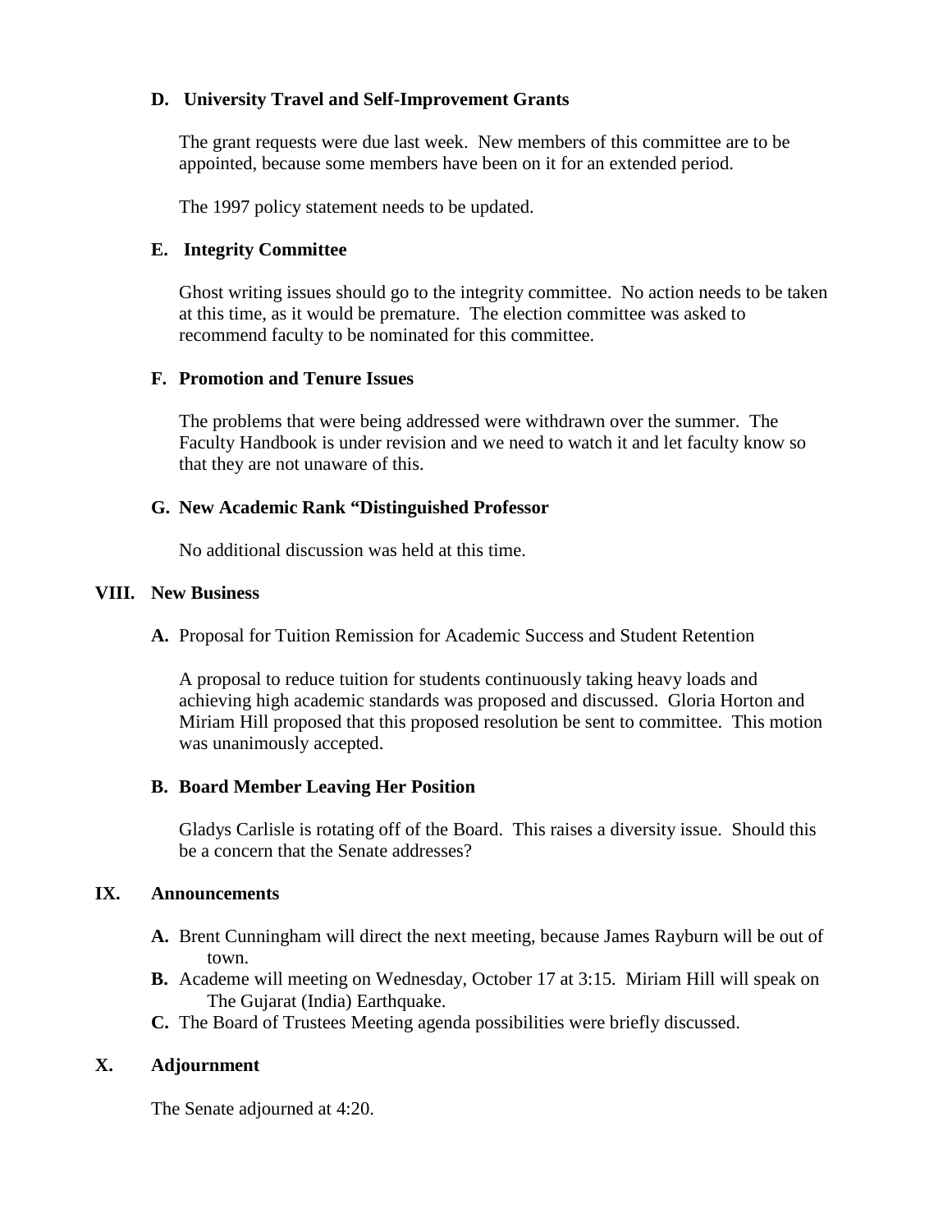### D. University Travel and Self-Improvement Grants

The grant requests were due last week. New members of this committee are to be appointed, because some members have been on it for an extended period.

The 1997 policy statement needs to be updated.

### E. Integrity Committee

Ghost writing issues should go to the integrity committee. No action needs to be taken at this time, as it would be premature. The election committee was asked to recommend faculty to be nominated for this committee.

### F. Promotion and Tenure Issues

The problems that were being addressed were withdrawn over the summer. The Faculty Handbook is under revision and we need to watch it and let faculty know so that they are not unaware of this.

### G. New Academic Rank "Distinguished Professor

No additional discussion was held at this time.

## VIII. New Business

**A.** Proposal for Tuition Remission for Academic Success and Student Retention

A proposal to reduce tuition for students continuously taking heavy loads and achieving high academic standards was proposed and discussed. Gloria Horton and Miriam Hill proposed that this proposed resolution be sent to committee. This motion was unanimously accepted.

### B. Board Member Leaving Her Position

Gladys Carlisle is rotating off of the Board. This raises a diversity issue. Should this be a concern that the Senate addresses?

## IX. Announcements

**A.** Brent Cunningham will direct the next meeting, because James Rayburn will be out of town.

**B.** Academe will meeting on Wednesday, October 17 at 3:15. Miriam Hill will speak on The Gujarat (India) Earthquake.

**C.** The Board of Trustees Meeting agenda possibilities were briefly discussed.

## X. Adjournment

The Senate adjourned at 4:20.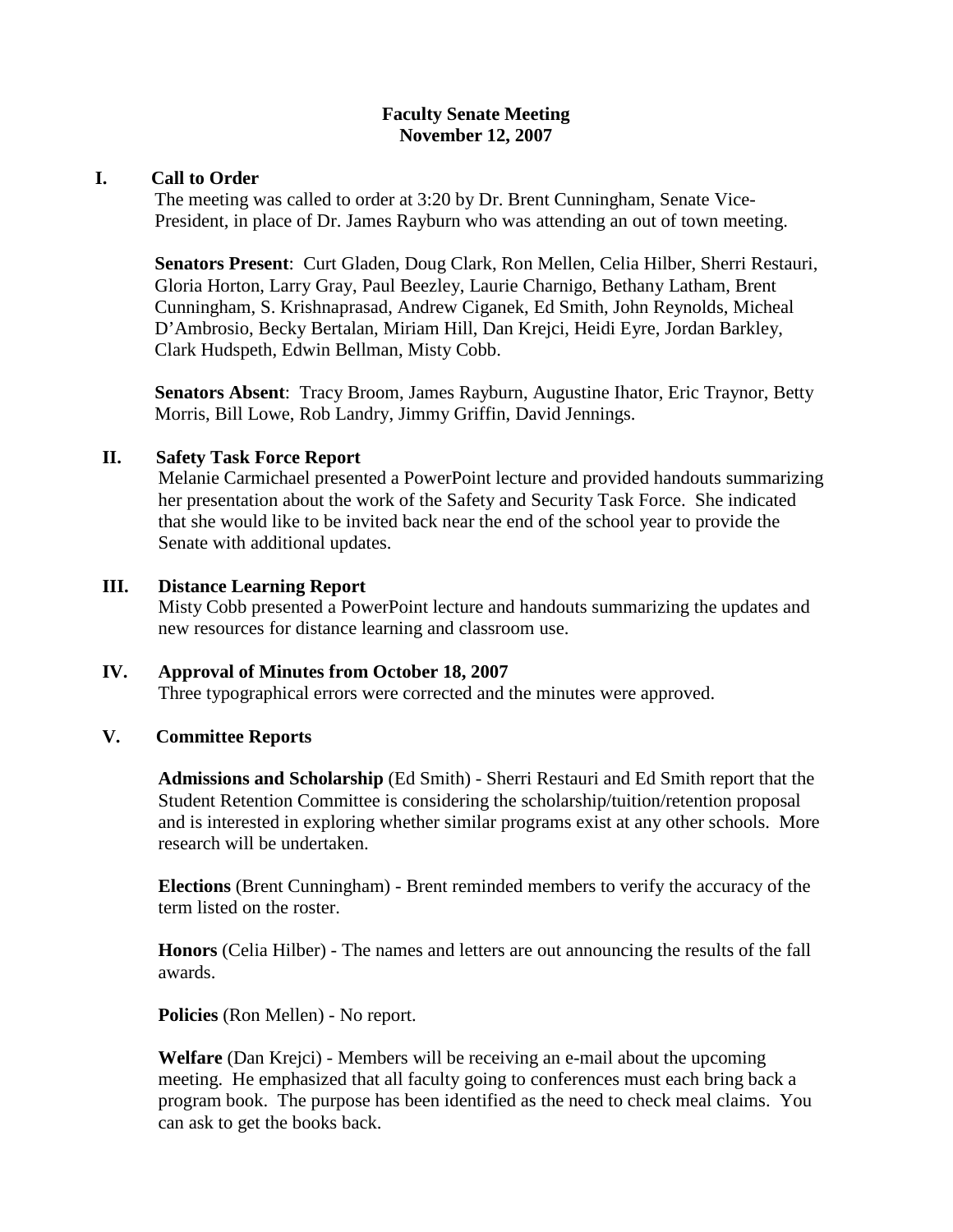**Faculty Senate Meeting**
**November 12, 2007**

## I. Call to Order

The meeting was called to order at 3:20 by Dr. Brent Cunningham, Senate Vice-President, in place of Dr. James Rayburn who was attending an out of town meeting.

**Senators Present**: Curt Gladen, Doug Clark, Ron Mellen, Celia Hilber, Sherri Restauri, Gloria Horton, Larry Gray, Paul Beezley, Laurie Charnigo, Bethany Latham, Brent Cunningham, S. Krishnaprasad, Andrew Ciganek, Ed Smith, John Reynolds, Micheal D'Ambrosio, Becky Bertalan, Miriam Hill, Dan Krejci, Heidi Eyre, Jordan Barkley, Clark Hudspeth, Edwin Bellman, Misty Cobb.

**Senators Absent**: Tracy Broom, James Rayburn, Augustine Ihator, Eric Traynor, Betty Morris, Bill Lowe, Rob Landry, Jimmy Griffin, David Jennings.

## II. Safety Task Force Report

Melanie Carmichael presented a PowerPoint lecture and provided handouts summarizing her presentation about the work of the Safety and Security Task Force. She indicated that she would like to be invited back near the end of the school year to provide the Senate with additional updates.

## III. Distance Learning Report

Misty Cobb presented a PowerPoint lecture and handouts summarizing the updates and new resources for distance learning and classroom use.

## IV. Approval of Minutes from October 18, 2007

Three typographical errors were corrected and the minutes were approved.

## V. Committee Reports

**Admissions and Scholarship** (Ed Smith) - Sherri Restauri and Ed Smith report that the Student Retention Committee is considering the scholarship/tuition/retention proposal and is interested in exploring whether similar programs exist at any other schools. More research will be undertaken.

**Elections** (Brent Cunningham) - Brent reminded members to verify the accuracy of the term listed on the roster.

**Honors** (Celia Hilber) - The names and letters are out announcing the results of the fall awards.

**Policies** (Ron Mellen) - No report.

**Welfare** (Dan Krejci) - Members will be receiving an e-mail about the upcoming meeting. He emphasized that all faculty going to conferences must each bring back a program book. The purpose has been identified as the need to check meal claims. You can ask to get the books back.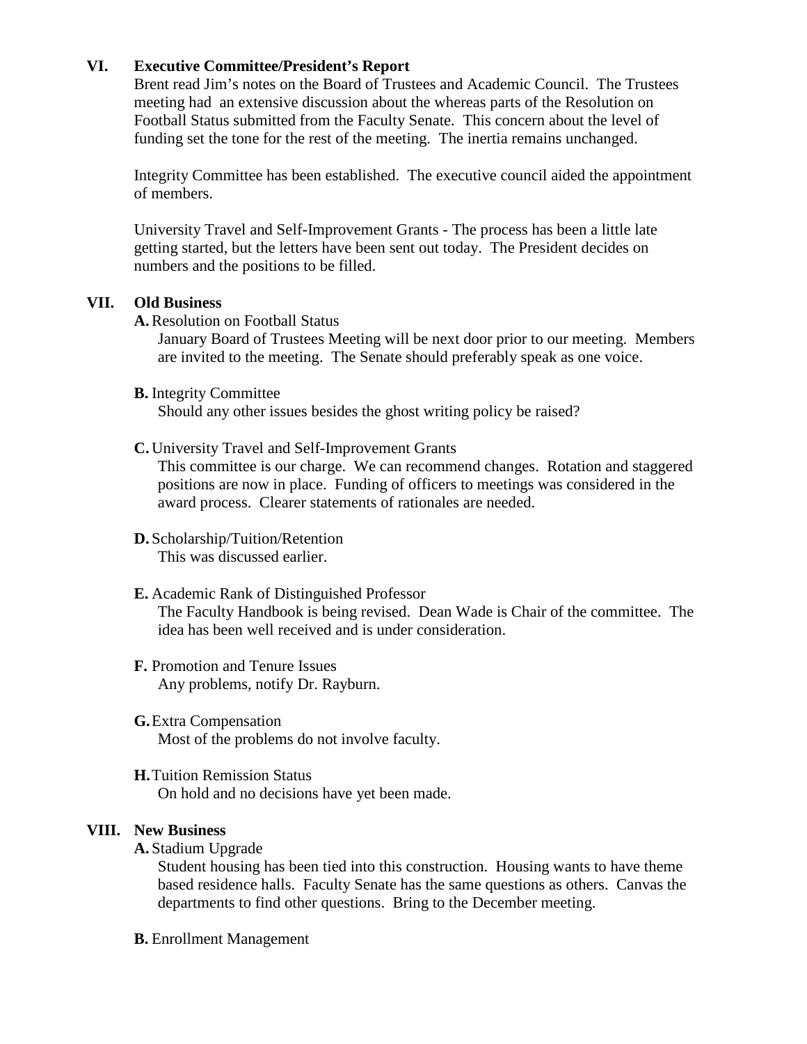## VI. Executive Committee/President's Report

Brent read Jim's notes on the Board of Trustees and Academic Council. The Trustees meeting had an extensive discussion about the whereas parts of the Resolution on Football Status submitted from the Faculty Senate. This concern about the level of funding set the tone for the rest of the meeting. The inertia remains unchanged.

Integrity Committee has been established. The executive council aided the appointment of members.

University Travel and Self-Improvement Grants - The process has been a little late getting started, but the letters have been sent out today. The President decides on numbers and the positions to be filled.

## VII. Old Business

**A.** Resolution on Football Status

January Board of Trustees Meeting will be next door prior to our meeting. Members are invited to the meeting. The Senate should preferably speak as one voice.

**B.** Integrity Committee

Should any other issues besides the ghost writing policy be raised?

**C.** University Travel and Self-Improvement Grants

This committee is our charge. We can recommend changes. Rotation and staggered positions are now in place. Funding of officers to meetings was considered in the award process. Clearer statements of rationales are needed.

**D.** Scholarship/Tuition/Retention

This was discussed earlier.

**E.** Academic Rank of Distinguished Professor

The Faculty Handbook is being revised. Dean Wade is Chair of the committee. The idea has been well received and is under consideration.

**F.** Promotion and Tenure Issues

Any problems, notify Dr. Rayburn.

**G.** Extra Compensation

Most of the problems do not involve faculty.

**H.** Tuition Remission Status

On hold and no decisions have yet been made.

## VIII. New Business

**A.** Stadium Upgrade

Student housing has been tied into this construction. Housing wants to have theme based residence halls. Faculty Senate has the same questions as others. Canvas the departments to find other questions. Bring to the December meeting.

**B.** Enrollment Management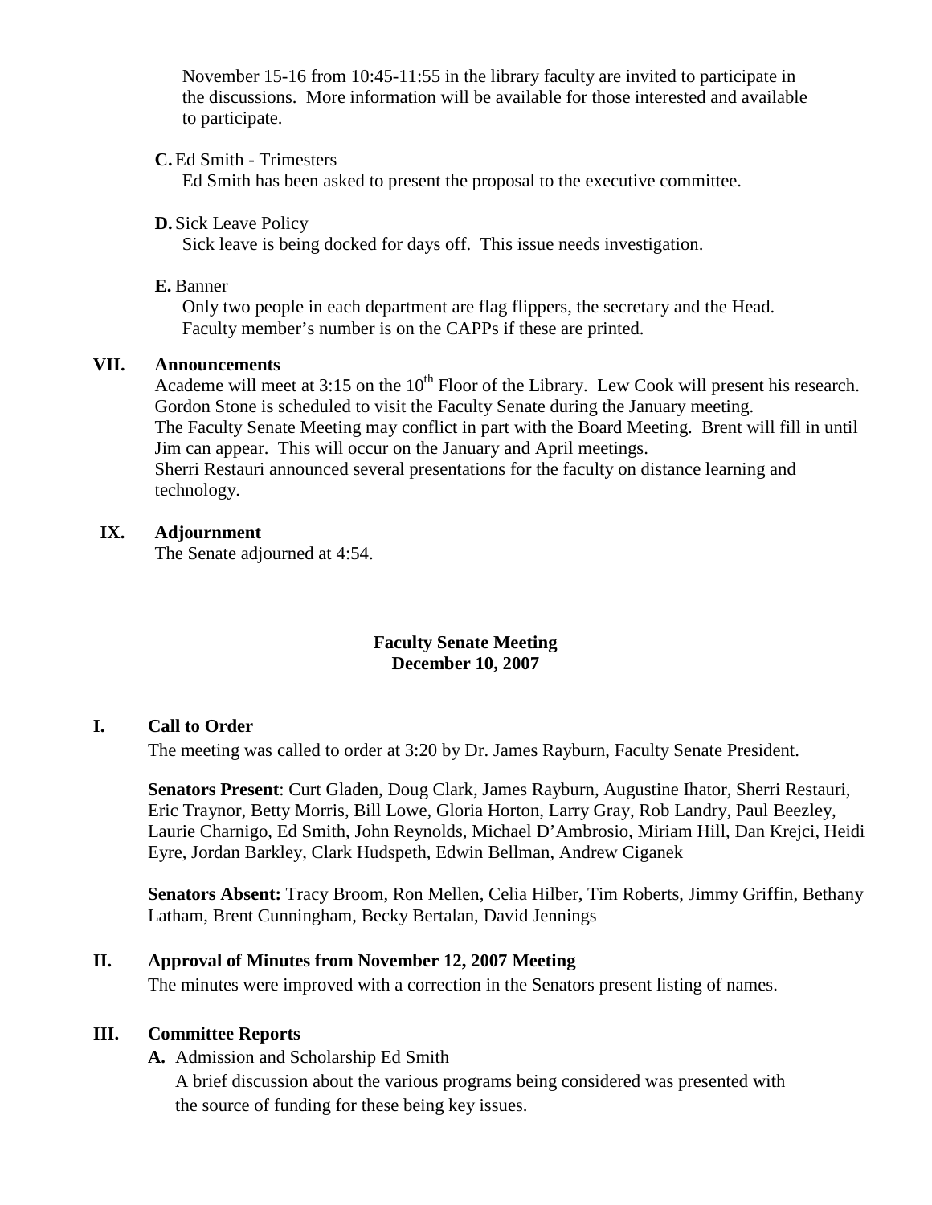November 15-16 from 10:45-11:55 in the library faculty are invited to participate in the discussions. More information will be available for those interested and available to participate.

**C.** Ed Smith - Trimesters

Ed Smith has been asked to present the proposal to the executive committee.

**D.** Sick Leave Policy

Sick leave is being docked for days off. This issue needs investigation.

**E.** Banner

Only two people in each department are flag flippers, the secretary and the Head. Faculty member's number is on the CAPPs if these are printed.

**VII. Announcements**

Academe will meet at 3:15 on the 10th Floor of the Library. Lew Cook will present his research. Gordon Stone is scheduled to visit the Faculty Senate during the January meeting. The Faculty Senate Meeting may conflict in part with the Board Meeting. Brent will fill in until Jim can appear. This will occur on the January and April meetings. Sherri Restauri announced several presentations for the faculty on distance learning and technology.

**IX. Adjournment**

The Senate adjourned at 4:54.

## Faculty Senate Meeting
## December 10, 2007

**I. Call to Order**

The meeting was called to order at 3:20 by Dr. James Rayburn, Faculty Senate President.

**Senators Present**: Curt Gladen, Doug Clark, James Rayburn, Augustine Ihator, Sherri Restauri, Eric Traynor, Betty Morris, Bill Lowe, Gloria Horton, Larry Gray, Rob Landry, Paul Beezley, Laurie Charnigo, Ed Smith, John Reynolds, Michael D'Ambrosio, Miriam Hill, Dan Krejci, Heidi Eyre, Jordan Barkley, Clark Hudspeth, Edwin Bellman, Andrew Ciganek

**Senators Absent:** Tracy Broom, Ron Mellen, Celia Hilber, Tim Roberts, Jimmy Griffin, Bethany Latham, Brent Cunningham, Becky Bertalan, David Jennings

**II. Approval of Minutes from November 12, 2007 Meeting**

The minutes were improved with a correction in the Senators present listing of names.

**III. Committee Reports**

**A.** Admission and Scholarship Ed Smith

A brief discussion about the various programs being considered was presented with the source of funding for these being key issues.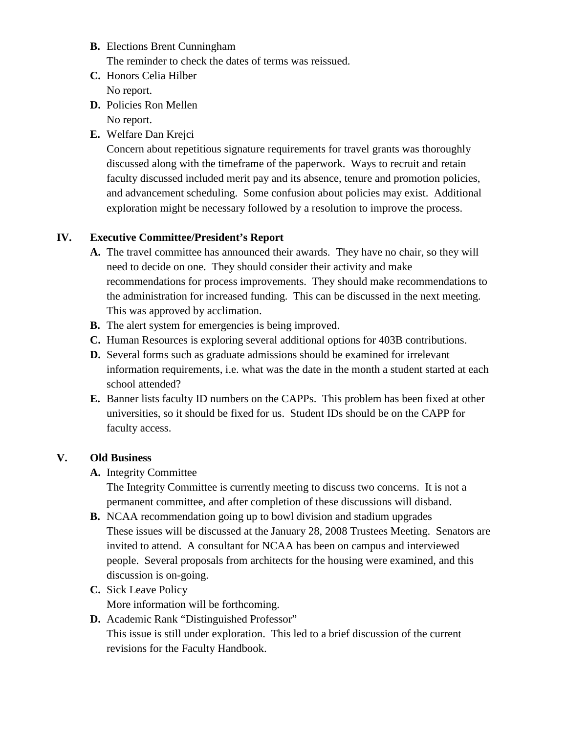**B.** Elections Brent Cunningham
The reminder to check the dates of terms was reissued.

**C.** Honors Celia Hilber
No report.

**D.** Policies Ron Mellen
No report.

**E.** Welfare Dan Krejci
Concern about repetitious signature requirements for travel grants was thoroughly discussed along with the timeframe of the paperwork. Ways to recruit and retain faculty discussed included merit pay and its absence, tenure and promotion policies, and advancement scheduling. Some confusion about policies may exist. Additional exploration might be necessary followed by a resolution to improve the process.

## IV. Executive Committee/President's Report

**A.** The travel committee has announced their awards. They have no chair, so they will need to decide on one. They should consider their activity and make recommendations for process improvements. They should make recommendations to the administration for increased funding. This can be discussed in the next meeting. This was approved by acclimation.

**B.** The alert system for emergencies is being improved.

**C.** Human Resources is exploring several additional options for 403B contributions.

**D.** Several forms such as graduate admissions should be examined for irrelevant information requirements, i.e. what was the date in the month a student started at each school attended?

**E.** Banner lists faculty ID numbers on the CAPPs. This problem has been fixed at other universities, so it should be fixed for us. Student IDs should be on the CAPP for faculty access.

## V. Old Business

**A.** Integrity Committee
The Integrity Committee is currently meeting to discuss two concerns. It is not a permanent committee, and after completion of these discussions will disband.

**B.** NCAA recommendation going up to bowl division and stadium upgrades
These issues will be discussed at the January 28, 2008 Trustees Meeting. Senators are invited to attend. A consultant for NCAA has been on campus and interviewed people. Several proposals from architects for the housing were examined, and this discussion is on-going.

**C.** Sick Leave Policy
More information will be forthcoming.

**D.** Academic Rank "Distinguished Professor"
This issue is still under exploration. This led to a brief discussion of the current revisions for the Faculty Handbook.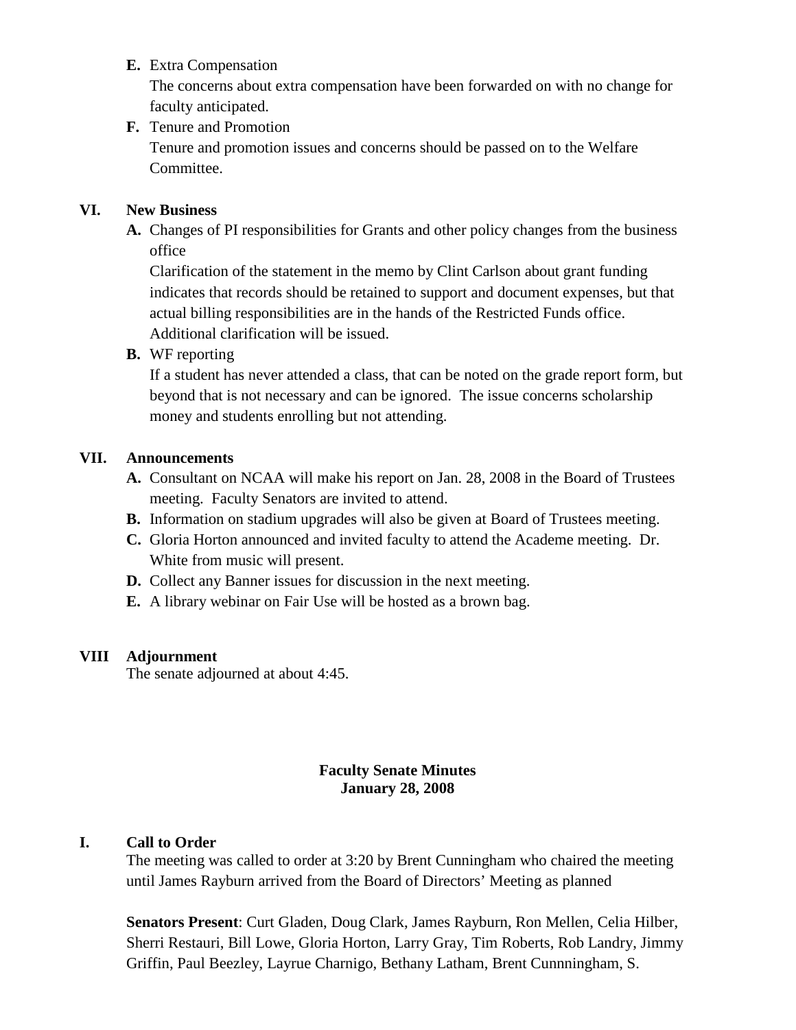**E.** Extra Compensation

The concerns about extra compensation have been forwarded on with no change for faculty anticipated.

**F.** Tenure and Promotion

Tenure and promotion issues and concerns should be passed on to the Welfare Committee.

## VI. New Business

**A.** Changes of PI responsibilities for Grants and other policy changes from the business office

Clarification of the statement in the memo by Clint Carlson about grant funding indicates that records should be retained to support and document expenses, but that actual billing responsibilities are in the hands of the Restricted Funds office. Additional clarification will be issued.

**B.** WF reporting

If a student has never attended a class, that can be noted on the grade report form, but beyond that is not necessary and can be ignored. The issue concerns scholarship money and students enrolling but not attending.

## VII. Announcements

**A.** Consultant on NCAA will make his report on Jan. 28, 2008 in the Board of Trustees meeting. Faculty Senators are invited to attend.

**B.** Information on stadium upgrades will also be given at Board of Trustees meeting.

**C.** Gloria Horton announced and invited faculty to attend the Academe meeting. Dr. White from music will present.

**D.** Collect any Banner issues for discussion in the next meeting.

**E.** A library webinar on Fair Use will be hosted as a brown bag.

## VIII Adjournment

The senate adjourned at about 4:45.

# Faculty Senate Minutes
# January 28, 2008

## I. Call to Order

The meeting was called to order at 3:20 by Brent Cunningham who chaired the meeting until James Rayburn arrived from the Board of Directors' Meeting as planned

**Senators Present**: Curt Gladen, Doug Clark, James Rayburn, Ron Mellen, Celia Hilber, Sherri Restauri, Bill Lowe, Gloria Horton, Larry Gray, Tim Roberts, Rob Landry, Jimmy Griffin, Paul Beezley, Layrue Charnigo, Bethany Latham, Brent Cunnningham, S.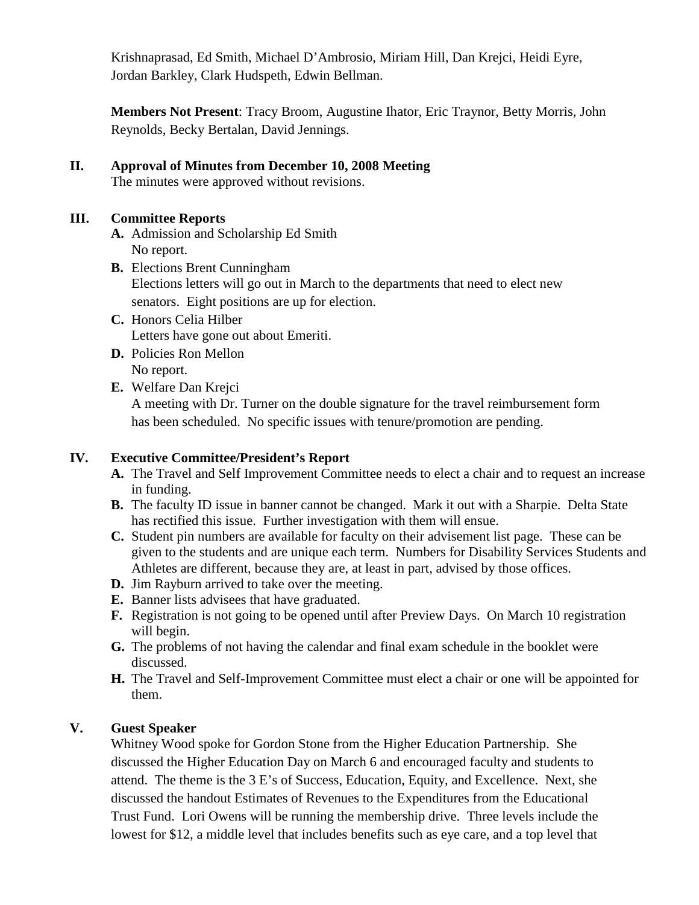Krishnaprasad, Ed Smith, Michael D'Ambrosio, Miriam Hill, Dan Krejci, Heidi Eyre, Jordan Barkley, Clark Hudspeth, Edwin Bellman.

**Members Not Present**: Tracy Broom, Augustine Ihator, Eric Traynor, Betty Morris, John Reynolds, Becky Bertalan, David Jennings.

## II. Approval of Minutes from December 10, 2008 Meeting

The minutes were approved without revisions.

## III. Committee Reports

**A.** Admission and Scholarship Ed Smith
No report.

**B.** Elections Brent Cunningham
Elections letters will go out in March to the departments that need to elect new senators. Eight positions are up for election.

**C.** Honors Celia Hilber
Letters have gone out about Emeriti.

**D.** Policies Ron Mellon
No report.

**E.** Welfare Dan Krejci
A meeting with Dr. Turner on the double signature for the travel reimbursement form has been scheduled. No specific issues with tenure/promotion are pending.

## IV. Executive Committee/President's Report

**A.** The Travel and Self Improvement Committee needs to elect a chair and to request an increase in funding.

**B.** The faculty ID issue in banner cannot be changed. Mark it out with a Sharpie. Delta State has rectified this issue. Further investigation with them will ensue.

**C.** Student pin numbers are available for faculty on their advisement list page. These can be given to the students and are unique each term. Numbers for Disability Services Students and Athletes are different, because they are, at least in part, advised by those offices.

**D.** Jim Rayburn arrived to take over the meeting.

**E.** Banner lists advisees that have graduated.

**F.** Registration is not going to be opened until after Preview Days. On March 10 registration will begin.

**G.** The problems of not having the calendar and final exam schedule in the booklet were discussed.

**H.** The Travel and Self-Improvement Committee must elect a chair or one will be appointed for them.

## V. Guest Speaker

Whitney Wood spoke for Gordon Stone from the Higher Education Partnership. She discussed the Higher Education Day on March 6 and encouraged faculty and students to attend. The theme is the 3 E's of Success, Education, Equity, and Excellence. Next, she discussed the handout Estimates of Revenues to the Expenditures from the Educational Trust Fund. Lori Owens will be running the membership drive. Three levels include the lowest for $12, a middle level that includes benefits such as eye care, and a top level that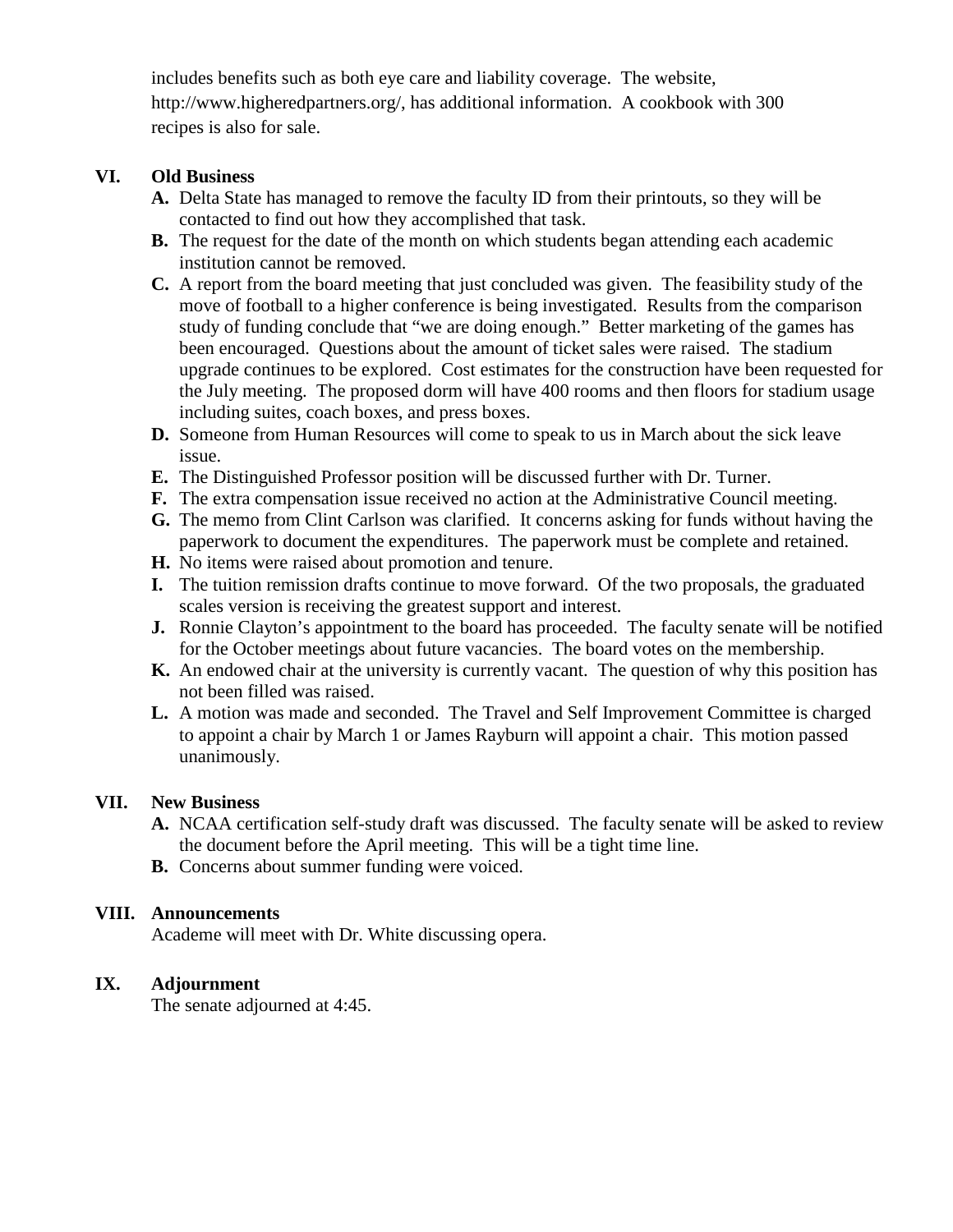includes benefits such as both eye care and liability coverage. The website, http://www.higheredpartners.org/, has additional information. A cookbook with 300 recipes is also for sale.

## VI. Old Business

- **A.** Delta State has managed to remove the faculty ID from their printouts, so they will be contacted to find out how they accomplished that task.
- **B.** The request for the date of the month on which students began attending each academic institution cannot be removed.
- **C.** A report from the board meeting that just concluded was given. The feasibility study of the move of football to a higher conference is being investigated. Results from the comparison study of funding conclude that "we are doing enough." Better marketing of the games has been encouraged. Questions about the amount of ticket sales were raised. The stadium upgrade continues to be explored. Cost estimates for the construction have been requested for the July meeting. The proposed dorm will have 400 rooms and then floors for stadium usage including suites, coach boxes, and press boxes.
- **D.** Someone from Human Resources will come to speak to us in March about the sick leave issue.
- **E.** The Distinguished Professor position will be discussed further with Dr. Turner.
- **F.** The extra compensation issue received no action at the Administrative Council meeting.
- **G.** The memo from Clint Carlson was clarified. It concerns asking for funds without having the paperwork to document the expenditures. The paperwork must be complete and retained.
- **H.** No items were raised about promotion and tenure.
- **I.** The tuition remission drafts continue to move forward. Of the two proposals, the graduated scales version is receiving the greatest support and interest.
- **J.** Ronnie Clayton's appointment to the board has proceeded. The faculty senate will be notified for the October meetings about future vacancies. The board votes on the membership.
- **K.** An endowed chair at the university is currently vacant. The question of why this position has not been filled was raised.
- **L.** A motion was made and seconded. The Travel and Self Improvement Committee is charged to appoint a chair by March 1 or James Rayburn will appoint a chair. This motion passed unanimously.

## VII. New Business

- **A.** NCAA certification self-study draft was discussed. The faculty senate will be asked to review the document before the April meeting. This will be a tight time line.
- **B.** Concerns about summer funding were voiced.

## VIII. Announcements

Academe will meet with Dr. White discussing opera.

## IX. Adjournment

The senate adjourned at 4:45.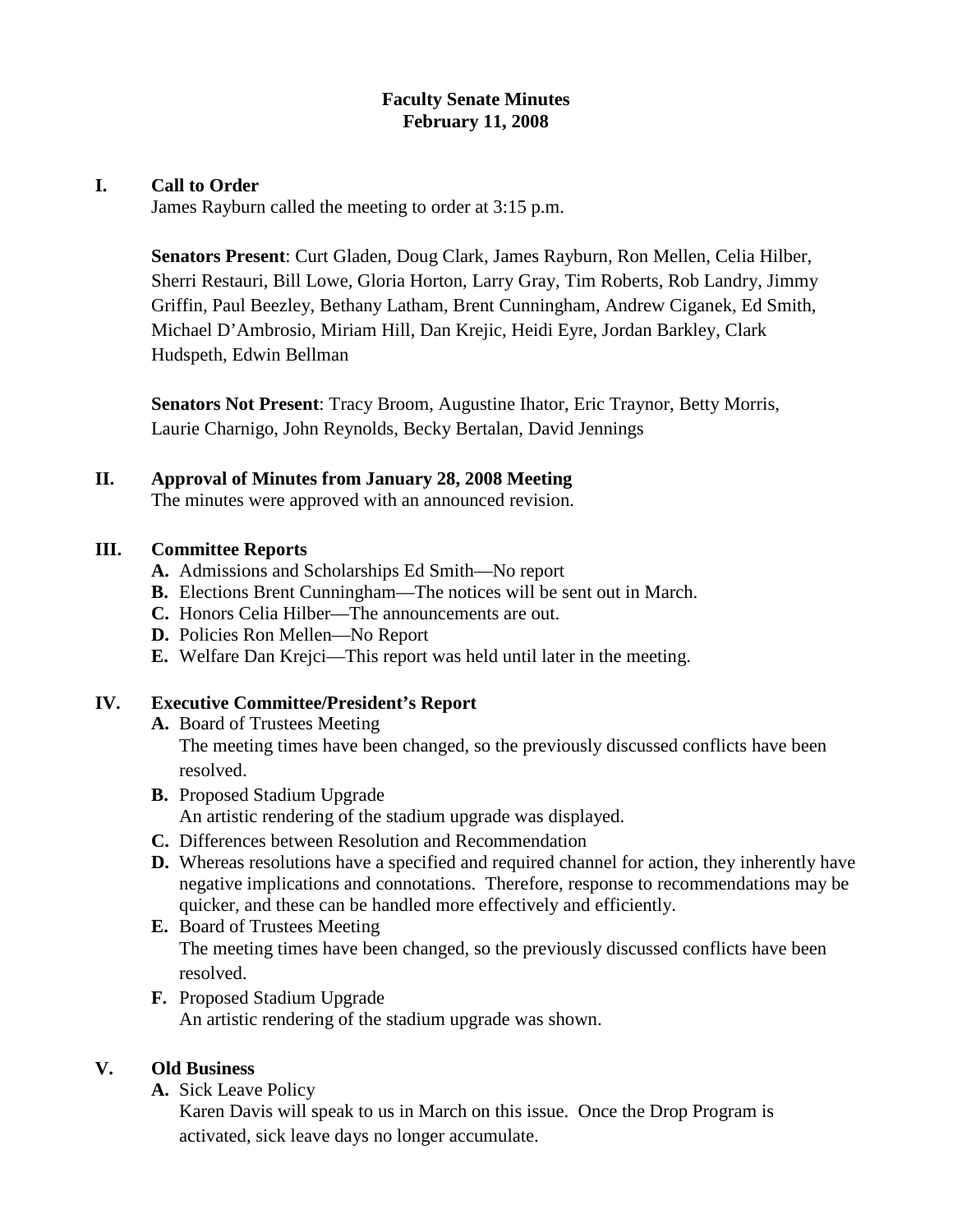# Faculty Senate Minutes
## February 11, 2008

## I. Call to Order

James Rayburn called the meeting to order at 3:15 p.m.

**Senators Present**: Curt Gladen, Doug Clark, James Rayburn, Ron Mellen, Celia Hilber, Sherri Restauri, Bill Lowe, Gloria Horton, Larry Gray, Tim Roberts, Rob Landry, Jimmy Griffin, Paul Beezley, Bethany Latham, Brent Cunningham, Andrew Ciganek, Ed Smith, Michael D'Ambrosio, Miriam Hill, Dan Krejic, Heidi Eyre, Jordan Barkley, Clark Hudspeth, Edwin Bellman

**Senators Not Present**: Tracy Broom, Augustine Ihator, Eric Traynor, Betty Morris, Laurie Charnigo, John Reynolds, Becky Bertalan, David Jennings

## II. Approval of Minutes from January 28, 2008 Meeting

The minutes were approved with an announced revision.

## III. Committee Reports

- **A.** Admissions and Scholarships Ed Smith—No report
- **B.** Elections Brent Cunningham—The notices will be sent out in March.
- **C.** Honors Celia Hilber—The announcements are out.
- **D.** Policies Ron Mellen—No Report
- **E.** Welfare Dan Krejci—This report was held until later in the meeting.

## IV. Executive Committee/President's Report

- **A.** Board of Trustees Meeting
  The meeting times have been changed, so the previously discussed conflicts have been resolved.
- **B.** Proposed Stadium Upgrade
  An artistic rendering of the stadium upgrade was displayed.
- **C.** Differences between Resolution and Recommendation
- **D.** Whereas resolutions have a specified and required channel for action, they inherently have negative implications and connotations. Therefore, response to recommendations may be quicker, and these can be handled more effectively and efficiently.
- **E.** Board of Trustees Meeting
  The meeting times have been changed, so the previously discussed conflicts have been resolved.
- **F.** Proposed Stadium Upgrade
  An artistic rendering of the stadium upgrade was shown.

## V. Old Business

- **A.** Sick Leave Policy
  Karen Davis will speak to us in March on this issue. Once the Drop Program is activated, sick leave days no longer accumulate.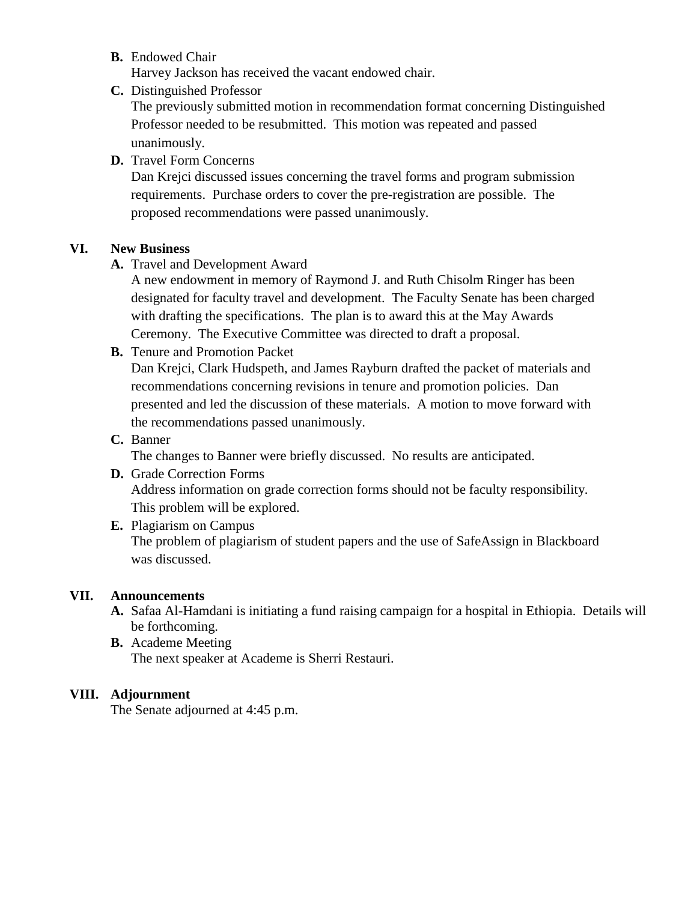**B.** Endowed Chair
Harvey Jackson has received the vacant endowed chair.

**C.** Distinguished Professor
The previously submitted motion in recommendation format concerning Distinguished Professor needed to be resubmitted. This motion was repeated and passed unanimously.

**D.** Travel Form Concerns
Dan Krejci discussed issues concerning the travel forms and program submission requirements. Purchase orders to cover the pre-registration are possible. The proposed recommendations were passed unanimously.

## VI. New Business

**A.** Travel and Development Award
A new endowment in memory of Raymond J. and Ruth Chisolm Ringer has been designated for faculty travel and development. The Faculty Senate has been charged with drafting the specifications. The plan is to award this at the May Awards Ceremony. The Executive Committee was directed to draft a proposal.

**B.** Tenure and Promotion Packet
Dan Krejci, Clark Hudspeth, and James Rayburn drafted the packet of materials and recommendations concerning revisions in tenure and promotion policies. Dan presented and led the discussion of these materials. A motion to move forward with the recommendations passed unanimously.

**C.** Banner
The changes to Banner were briefly discussed. No results are anticipated.

**D.** Grade Correction Forms
Address information on grade correction forms should not be faculty responsibility. This problem will be explored.

**E.** Plagiarism on Campus
The problem of plagiarism of student papers and the use of SafeAssign in Blackboard was discussed.

## VII. Announcements

**A.** Safaa Al-Hamdani is initiating a fund raising campaign for a hospital in Ethiopia. Details will be forthcoming.

**B.** Academe Meeting
The next speaker at Academe is Sherri Restauri.

## VIII. Adjournment

The Senate adjourned at 4:45 p.m.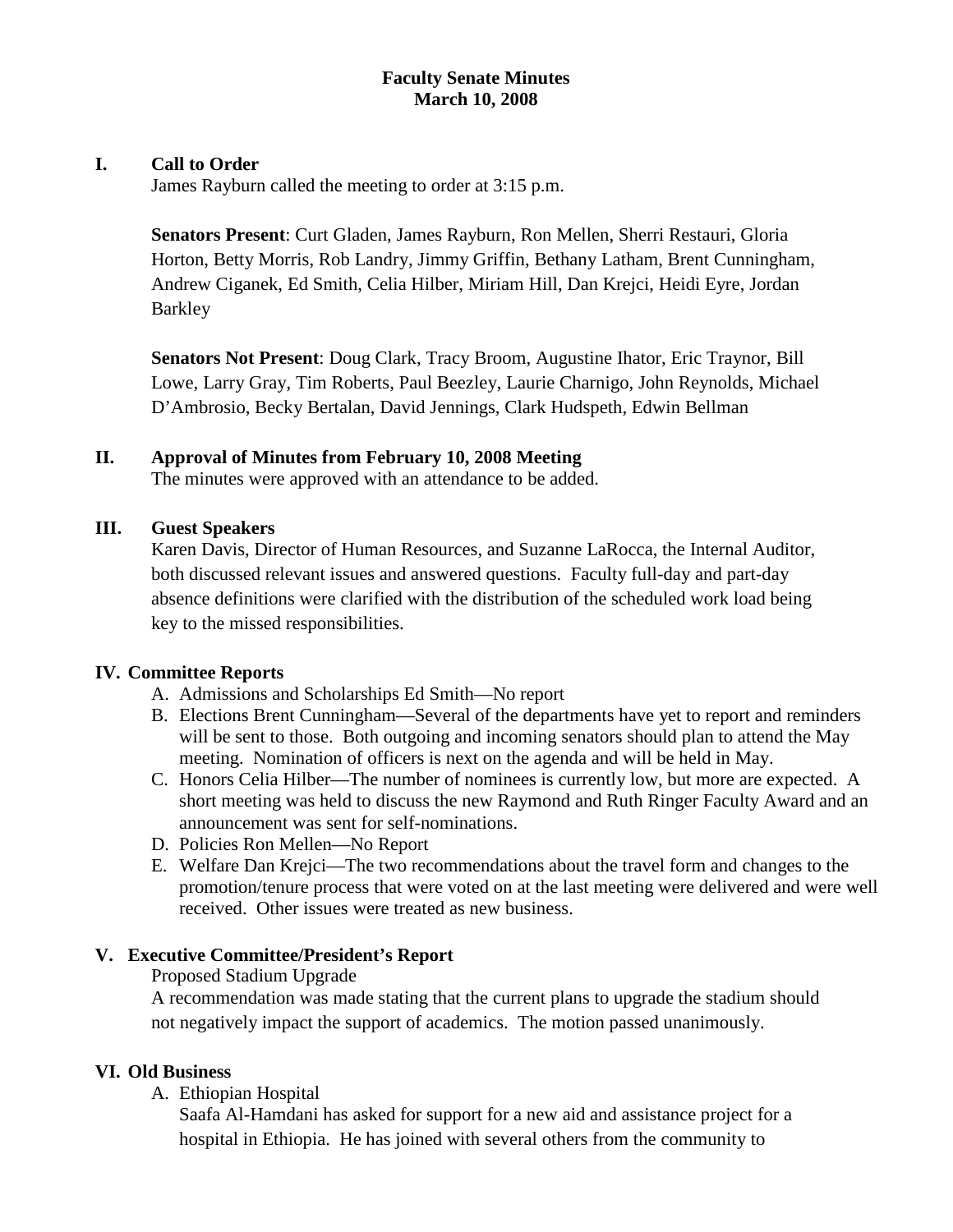# Faculty Senate Minutes
## March 10, 2008

## I. Call to Order

James Rayburn called the meeting to order at 3:15 p.m.

**Senators Present**: Curt Gladen, James Rayburn, Ron Mellen, Sherri Restauri, Gloria Horton, Betty Morris, Rob Landry, Jimmy Griffin, Bethany Latham, Brent Cunningham, Andrew Ciganek, Ed Smith, Celia Hilber, Miriam Hill, Dan Krejci, Heidi Eyre, Jordan Barkley

**Senators Not Present**: Doug Clark, Tracy Broom, Augustine Ihator, Eric Traynor, Bill Lowe, Larry Gray, Tim Roberts, Paul Beezley, Laurie Charnigo, John Reynolds, Michael D'Ambrosio, Becky Bertalan, David Jennings, Clark Hudspeth, Edwin Bellman

## II. Approval of Minutes from February 10, 2008 Meeting

The minutes were approved with an attendance to be added.

## III. Guest Speakers

Karen Davis, Director of Human Resources, and Suzanne LaRocca, the Internal Auditor, both discussed relevant issues and answered questions. Faculty full-day and part-day absence definitions were clarified with the distribution of the scheduled work load being key to the missed responsibilities.

## IV. Committee Reports

A. Admissions and Scholarships Ed Smith—No report

B. Elections Brent Cunningham—Several of the departments have yet to report and reminders will be sent to those. Both outgoing and incoming senators should plan to attend the May meeting. Nomination of officers is next on the agenda and will be held in May.

C. Honors Celia Hilber—The number of nominees is currently low, but more are expected. A short meeting was held to discuss the new Raymond and Ruth Ringer Faculty Award and an announcement was sent for self-nominations.

D. Policies Ron Mellen—No Report

E. Welfare Dan Krejci—The two recommendations about the travel form and changes to the promotion/tenure process that were voted on at the last meeting were delivered and were well received. Other issues were treated as new business.

## V. Executive Committee/President's Report

Proposed Stadium Upgrade

A recommendation was made stating that the current plans to upgrade the stadium should not negatively impact the support of academics. The motion passed unanimously.

## VI. Old Business

A. Ethiopian Hospital

Saafa Al-Hamdani has asked for support for a new aid and assistance project for a hospital in Ethiopia. He has joined with several others from the community to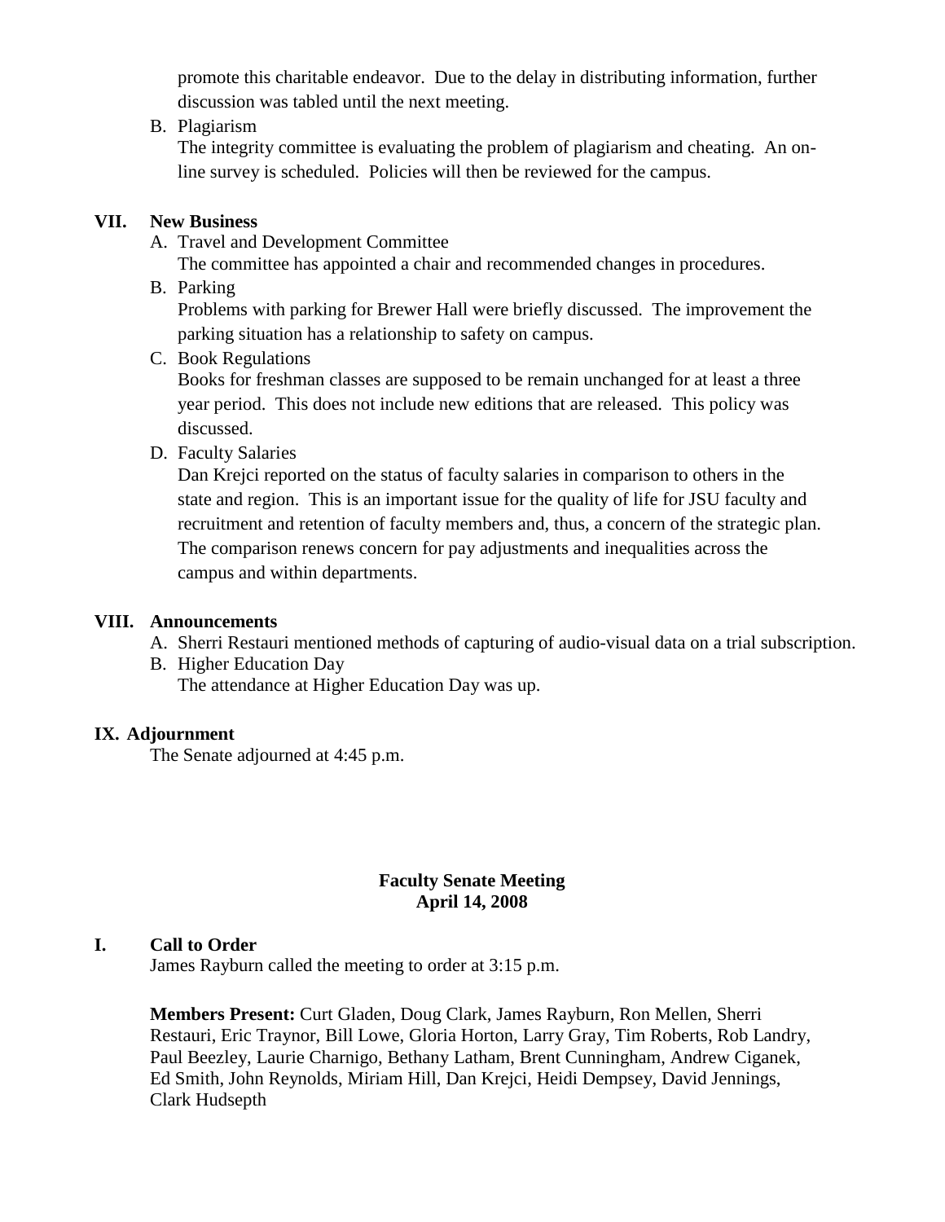promote this charitable endeavor. Due to the delay in distributing information, further discussion was tabled until the next meeting.

B. Plagiarism

The integrity committee is evaluating the problem of plagiarism and cheating. An on-line survey is scheduled. Policies will then be reviewed for the campus.

**VII. New Business**

A. Travel and Development Committee

The committee has appointed a chair and recommended changes in procedures.

B. Parking

Problems with parking for Brewer Hall were briefly discussed. The improvement the parking situation has a relationship to safety on campus.

C. Book Regulations

Books for freshman classes are supposed to be remain unchanged for at least a three year period. This does not include new editions that are released. This policy was discussed.

D. Faculty Salaries

Dan Krejci reported on the status of faculty salaries in comparison to others in the state and region. This is an important issue for the quality of life for JSU faculty and recruitment and retention of faculty members and, thus, a concern of the strategic plan. The comparison renews concern for pay adjustments and inequalities across the campus and within departments.

**VIII. Announcements**

A. Sherri Restauri mentioned methods of capturing of audio-visual data on a trial subscription.

B. Higher Education Day

The attendance at Higher Education Day was up.

**IX. Adjournment**

The Senate adjourned at 4:45 p.m.

## Faculty Senate Meeting
## April 14, 2008

**I. Call to Order**

James Rayburn called the meeting to order at 3:15 p.m.

**Members Present:** Curt Gladen, Doug Clark, James Rayburn, Ron Mellen, Sherri Restauri, Eric Traynor, Bill Lowe, Gloria Horton, Larry Gray, Tim Roberts, Rob Landry, Paul Beezley, Laurie Charnigo, Bethany Latham, Brent Cunningham, Andrew Ciganek, Ed Smith, John Reynolds, Miriam Hill, Dan Krejci, Heidi Dempsey, David Jennings, Clark Hudsepth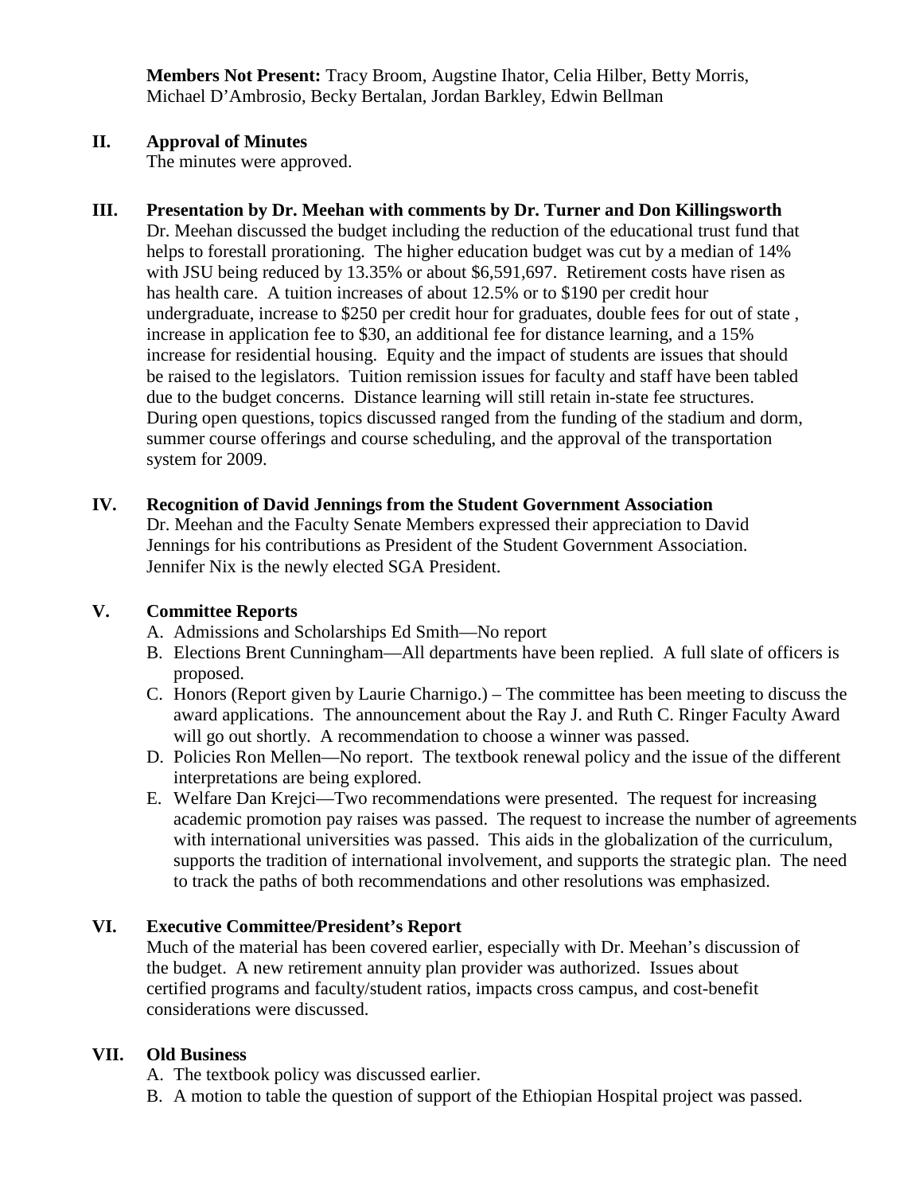**Members Not Present:** Tracy Broom, Augstine Ihator, Celia Hilber, Betty Morris, Michael D'Ambrosio, Becky Bertalan, Jordan Barkley, Edwin Bellman

## II. Approval of Minutes

The minutes were approved.

## III. Presentation by Dr. Meehan with comments by Dr. Turner and Don Killingsworth

Dr. Meehan discussed the budget including the reduction of the educational trust fund that helps to forestall prorationing. The higher education budget was cut by a median of 14% with JSU being reduced by 13.35% or about $6,591,697. Retirement costs have risen as has health care. A tuition increases of about 12.5% or to $190 per credit hour undergraduate, increase to $250 per credit hour for graduates, double fees for out of state , increase in application fee to $30, an additional fee for distance learning, and a 15% increase for residential housing. Equity and the impact of students are issues that should be raised to the legislators. Tuition remission issues for faculty and staff have been tabled due to the budget concerns. Distance learning will still retain in-state fee structures. During open questions, topics discussed ranged from the funding of the stadium and dorm, summer course offerings and course scheduling, and the approval of the transportation system for 2009.

## IV. Recognition of David Jennings from the Student Government Association

Dr. Meehan and the Faculty Senate Members expressed their appreciation to David Jennings for his contributions as President of the Student Government Association. Jennifer Nix is the newly elected SGA President.

## V. Committee Reports

A. Admissions and Scholarships Ed Smith—No report
B. Elections Brent Cunningham—All departments have been replied. A full slate of officers is proposed.
C. Honors (Report given by Laurie Charnigo.) – The committee has been meeting to discuss the award applications. The announcement about the Ray J. and Ruth C. Ringer Faculty Award will go out shortly. A recommendation to choose a winner was passed.
D. Policies Ron Mellen—No report. The textbook renewal policy and the issue of the different interpretations are being explored.
E. Welfare Dan Krejci—Two recommendations were presented. The request for increasing academic promotion pay raises was passed. The request to increase the number of agreements with international universities was passed. This aids in the globalization of the curriculum, supports the tradition of international involvement, and supports the strategic plan. The need to track the paths of both recommendations and other resolutions was emphasized.

## VI. Executive Committee/President's Report

Much of the material has been covered earlier, especially with Dr. Meehan's discussion of the budget. A new retirement annuity plan provider was authorized. Issues about certified programs and faculty/student ratios, impacts cross campus, and cost-benefit considerations were discussed.

## VII. Old Business

A. The textbook policy was discussed earlier.
B. A motion to table the question of support of the Ethiopian Hospital project was passed.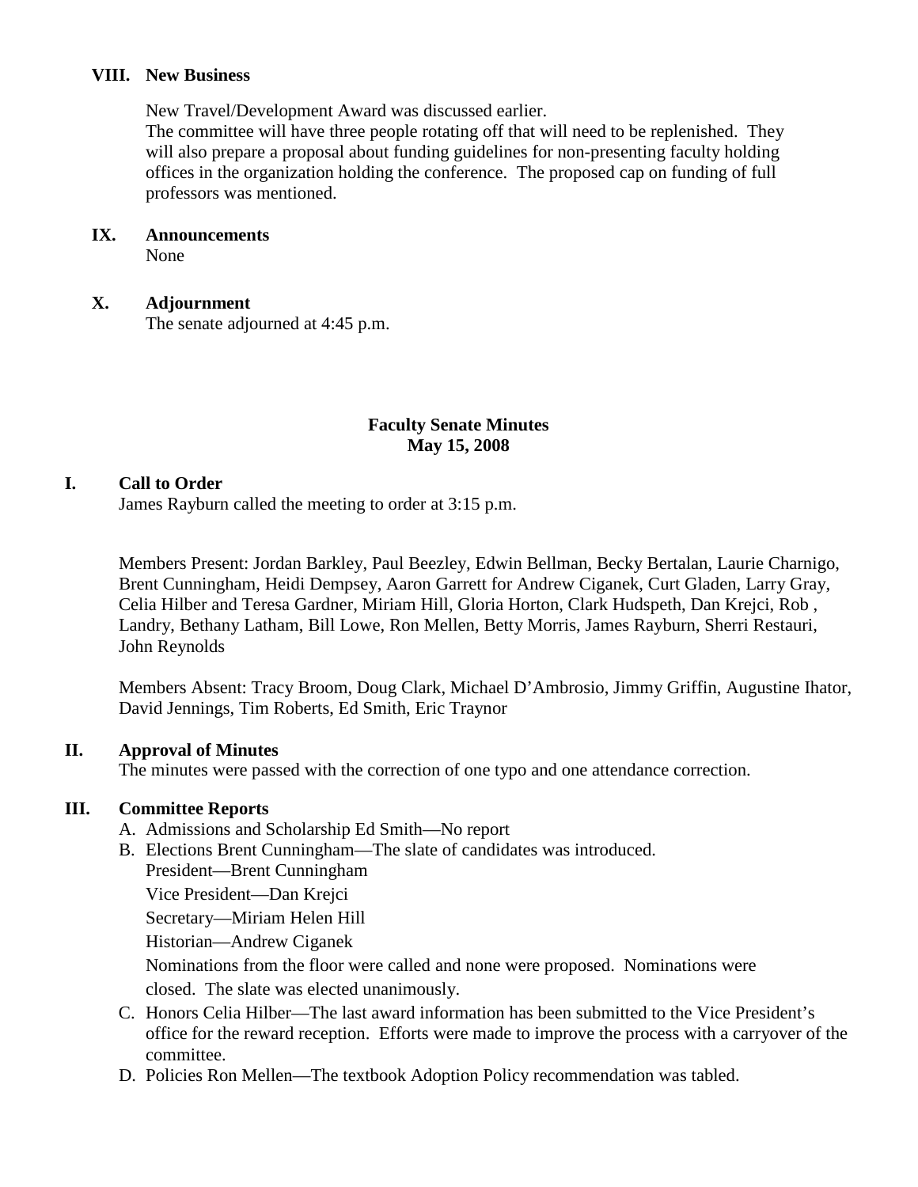## VIII. New Business

New Travel/Development Award was discussed earlier.
The committee will have three people rotating off that will need to be replenished. They will also prepare a proposal about funding guidelines for non-presenting faculty holding offices in the organization holding the conference. The proposed cap on funding of full professors was mentioned.

## IX. Announcements

None

## X. Adjournment

The senate adjourned at 4:45 p.m.

# Faculty Senate Minutes
# May 15, 2008

## I. Call to Order

James Rayburn called the meeting to order at 3:15 p.m.

Members Present: Jordan Barkley, Paul Beezley, Edwin Bellman, Becky Bertalan, Laurie Charnigo, Brent Cunningham, Heidi Dempsey, Aaron Garrett for Andrew Ciganek, Curt Gladen, Larry Gray, Celia Hilber and Teresa Gardner, Miriam Hill, Gloria Horton, Clark Hudspeth, Dan Krejci, Rob , Landry, Bethany Latham, Bill Lowe, Ron Mellen, Betty Morris, James Rayburn, Sherri Restauri, John Reynolds

Members Absent: Tracy Broom, Doug Clark, Michael D'Ambrosio, Jimmy Griffin, Augustine Ihator, David Jennings, Tim Roberts, Ed Smith, Eric Traynor

## II. Approval of Minutes

The minutes were passed with the correction of one typo and one attendance correction.

## III. Committee Reports

A. Admissions and Scholarship Ed Smith—No report

B. Elections Brent Cunningham—The slate of candidates was introduced.
President—Brent Cunningham
Vice President—Dan Krejci
Secretary—Miriam Helen Hill
Historian—Andrew Ciganek
Nominations from the floor were called and none were proposed. Nominations were closed. The slate was elected unanimously.

C. Honors Celia Hilber—The last award information has been submitted to the Vice President's office for the reward reception. Efforts were made to improve the process with a carryover of the committee.

D. Policies Ron Mellen—The textbook Adoption Policy recommendation was tabled.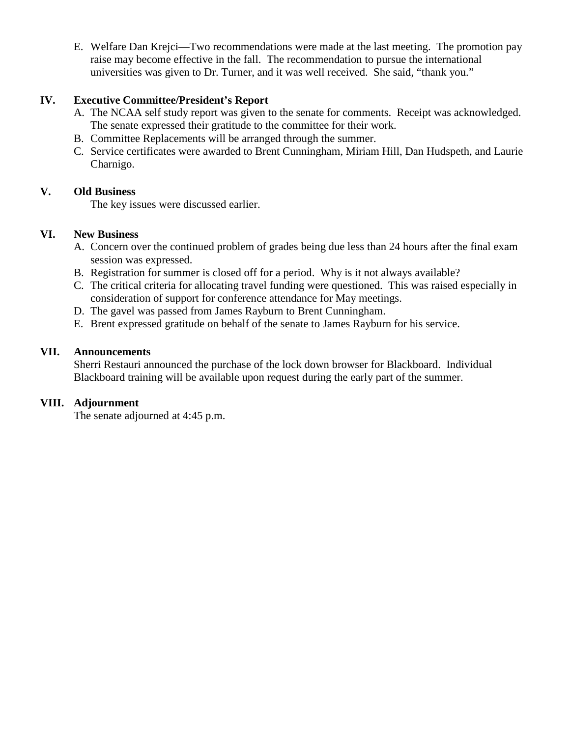E. Welfare Dan Krejci—Two recommendations were made at the last meeting. The promotion pay raise may become effective in the fall. The recommendation to pursue the international universities was given to Dr. Turner, and it was well received. She said, "thank you."

## IV. Executive Committee/President's Report

A. The NCAA self study report was given to the senate for comments. Receipt was acknowledged. The senate expressed their gratitude to the committee for their work.
B. Committee Replacements will be arranged through the summer.
C. Service certificates were awarded to Brent Cunningham, Miriam Hill, Dan Hudspeth, and Laurie Charnigo.

## V. Old Business

The key issues were discussed earlier.

## VI. New Business

A. Concern over the continued problem of grades being due less than 24 hours after the final exam session was expressed.
B. Registration for summer is closed off for a period. Why is it not always available?
C. The critical criteria for allocating travel funding were questioned. This was raised especially in consideration of support for conference attendance for May meetings.
D. The gavel was passed from James Rayburn to Brent Cunningham.
E. Brent expressed gratitude on behalf of the senate to James Rayburn for his service.

## VII. Announcements

Sherri Restauri announced the purchase of the lock down browser for Blackboard. Individual Blackboard training will be available upon request during the early part of the summer.

## VIII. Adjournment

The senate adjourned at 4:45 p.m.